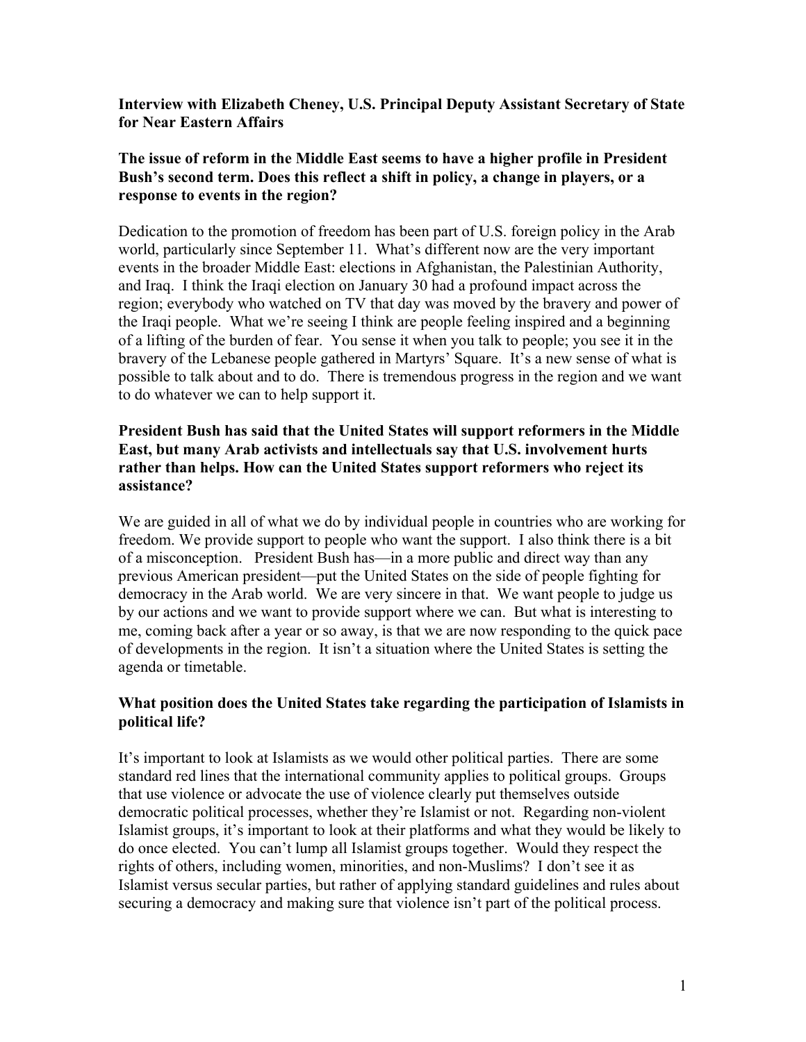**Interview with Elizabeth Cheney, U.S. Principal Deputy Assistant Secretary of State for Near Eastern Affairs**

**The issue of reform in the Middle East seems to have a higher profile in President Bush's second term. Does this reflect a shift in policy, a change in players, or a response to events in the region?**

Dedication to the promotion of freedom has been part of U.S. foreign policy in the Arab world, particularly since September 11. What's different now are the very important events in the broader Middle East: elections in Afghanistan, the Palestinian Authority, and Iraq. I think the Iraqi election on January 30 had a profound impact across the region; everybody who watched on TV that day was moved by the bravery and power of the Iraqi people. What we're seeing I think are people feeling inspired and a beginning of a lifting of the burden of fear. You sense it when you talk to people; you see it in the bravery of the Lebanese people gathered in Martyrs' Square. It's a new sense of what is possible to talk about and to do. There is tremendous progress in the region and we want to do whatever we can to help support it.

**President Bush has said that the United States will support reformers in the Middle East, but many Arab activists and intellectuals say that U.S. involvement hurts rather than helps. How can the United States support reformers who reject its assistance?**

We are guided in all of what we do by individual people in countries who are working for freedom. We provide support to people who want the support. I also think there is a bit of a misconception. President Bush has—in a more public and direct way than any previous American president—put the United States on the side of people fighting for democracy in the Arab world. We are very sincere in that. We want people to judge us by our actions and we want to provide support where we can. But what is interesting to me, coming back after a year or so away, is that we are now responding to the quick pace of developments in the region. It isn't a situation where the United States is setting the agenda or timetable.

**What position does the United States take regarding the participation of Islamists in political life?**

It's important to look at Islamists as we would other political parties. There are some standard red lines that the international community applies to political groups. Groups that use violence or advocate the use of violence clearly put themselves outside democratic political processes, whether they're Islamist or not. Regarding non-violent Islamist groups, it's important to look at their platforms and what they would be likely to do once elected. You can't lump all Islamist groups together. Would they respect the rights of others, including women, minorities, and non-Muslims? I don't see it as Islamist versus secular parties, but rather of applying standard guidelines and rules about securing a democracy and making sure that violence isn't part of the political process.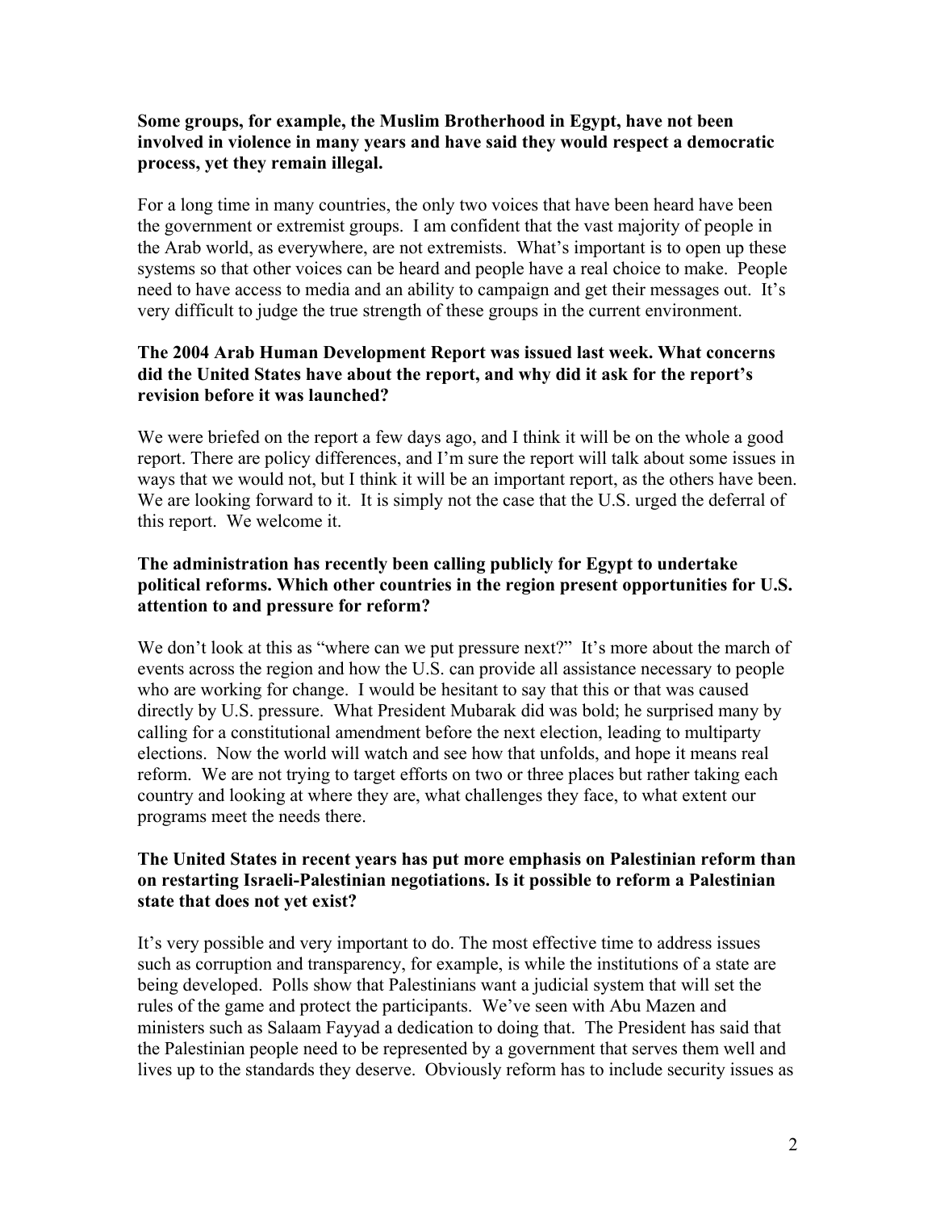**Some groups, for example, the Muslim Brotherhood in Egypt, have not been involved in violence in many years and have said they would respect a democratic process, yet they remain illegal.**

For a long time in many countries, the only two voices that have been heard have been the government or extremist groups. I am confident that the vast majority of people in the Arab world, as everywhere, are not extremists. What's important is to open up these systems so that other voices can be heard and people have a real choice to make. People need to have access to media and an ability to campaign and get their messages out. It's very difficult to judge the true strength of these groups in the current environment.

**The 2004 Arab Human Development Report was issued last week. What concerns did the United States have about the report, and why did it ask for the report's revision before it was launched?**

We were briefed on the report a few days ago, and I think it will be on the whole a good report. There are policy differences, and I'm sure the report will talk about some issues in ways that we would not, but I think it will be an important report, as the others have been. We are looking forward to it. It is simply not the case that the U.S. urged the deferral of this report. We welcome it.

**The administration has recently been calling publicly for Egypt to undertake political reforms. Which other countries in the region present opportunities for U.S. attention to and pressure for reform?**

We don't look at this as "where can we put pressure next?" It's more about the march of events across the region and how the U.S. can provide all assistance necessary to people who are working for change. I would be hesitant to say that this or that was caused directly by U.S. pressure. What President Mubarak did was bold; he surprised many by calling for a constitutional amendment before the next election, leading to multiparty elections. Now the world will watch and see how that unfolds, and hope it means real reform. We are not trying to target efforts on two or three places but rather taking each country and looking at where they are, what challenges they face, to what extent our programs meet the needs there.

**The United States in recent years has put more emphasis on Palestinian reform than on restarting Israeli-Palestinian negotiations. Is it possible to reform a Palestinian state that does not yet exist?**

It's very possible and very important to do. The most effective time to address issues such as corruption and transparency, for example, is while the institutions of a state are being developed. Polls show that Palestinians want a judicial system that will set the rules of the game and protect the participants. We've seen with Abu Mazen and ministers such as Salaam Fayyad a dedication to doing that. The President has said that the Palestinian people need to be represented by a government that serves them well and lives up to the standards they deserve. Obviously reform has to include security issues as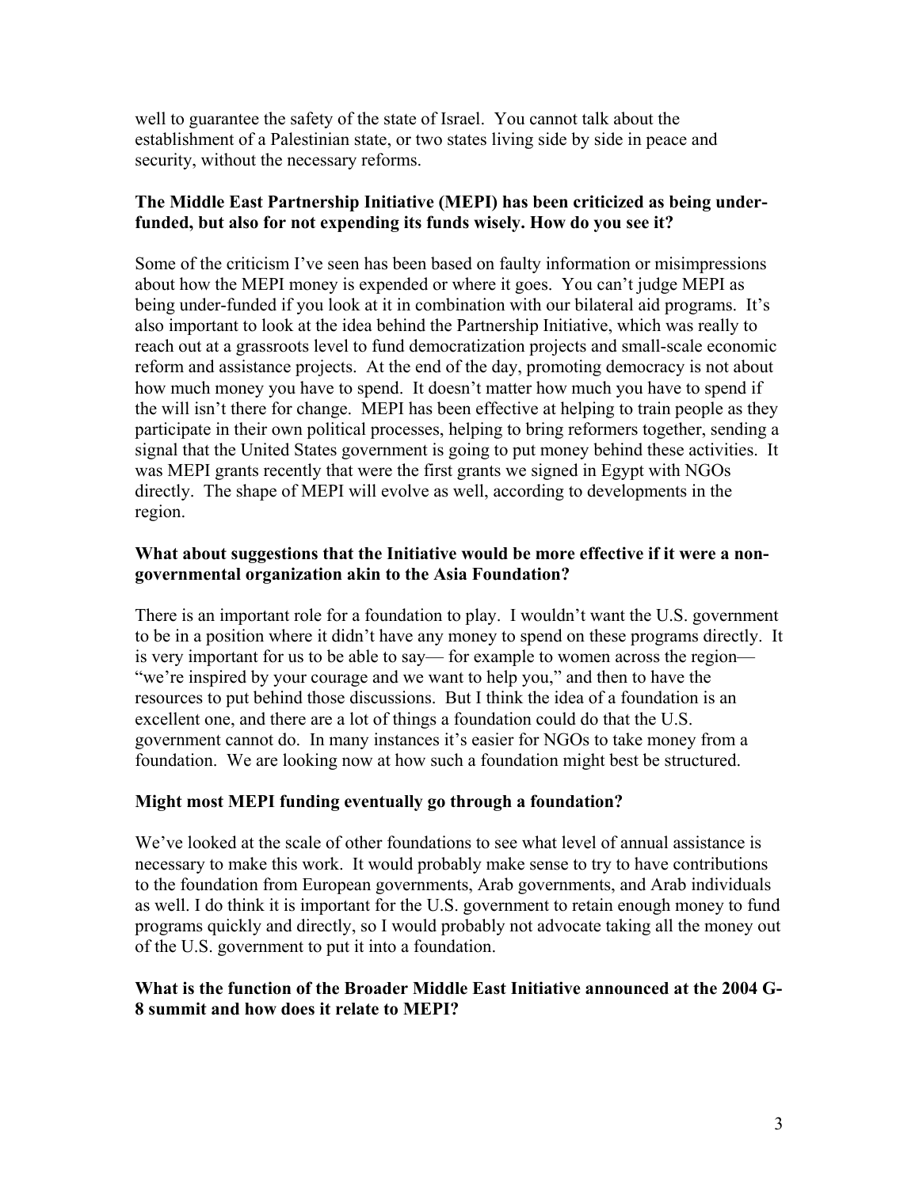well to guarantee the safety of the state of Israel. You cannot talk about the establishment of a Palestinian state, or two states living side by side in peace and security, without the necessary reforms.

**The Middle East Partnership Initiative (MEPI) has been criticized as being under-funded, but also for not expending its funds wisely. How do you see it?**

Some of the criticism I've seen has been based on faulty information or misimpressions about how the MEPI money is expended or where it goes. You can't judge MEPI as being under-funded if you look at it in combination with our bilateral aid programs. It's also important to look at the idea behind the Partnership Initiative, which was really to reach out at a grassroots level to fund democratization projects and small-scale economic reform and assistance projects. At the end of the day, promoting democracy is not about how much money you have to spend. It doesn't matter how much you have to spend if the will isn't there for change. MEPI has been effective at helping to train people as they participate in their own political processes, helping to bring reformers together, sending a signal that the United States government is going to put money behind these activities. It was MEPI grants recently that were the first grants we signed in Egypt with NGOs directly. The shape of MEPI will evolve as well, according to developments in the region.

**What about suggestions that the Initiative would be more effective if it were a non-governmental organization akin to the Asia Foundation?**

There is an important role for a foundation to play. I wouldn't want the U.S. government to be in a position where it didn't have any money to spend on these programs directly. It is very important for us to be able to say— for example to women across the region— "we're inspired by your courage and we want to help you," and then to have the resources to put behind those discussions. But I think the idea of a foundation is an excellent one, and there are a lot of things a foundation could do that the U.S. government cannot do. In many instances it's easier for NGOs to take money from a foundation. We are looking now at how such a foundation might best be structured.

**Might most MEPI funding eventually go through a foundation?**

We've looked at the scale of other foundations to see what level of annual assistance is necessary to make this work. It would probably make sense to try to have contributions to the foundation from European governments, Arab governments, and Arab individuals as well. I do think it is important for the U.S. government to retain enough money to fund programs quickly and directly, so I would probably not advocate taking all the money out of the U.S. government to put it into a foundation.

**What is the function of the Broader Middle East Initiative announced at the 2004 G-8 summit and how does it relate to MEPI?**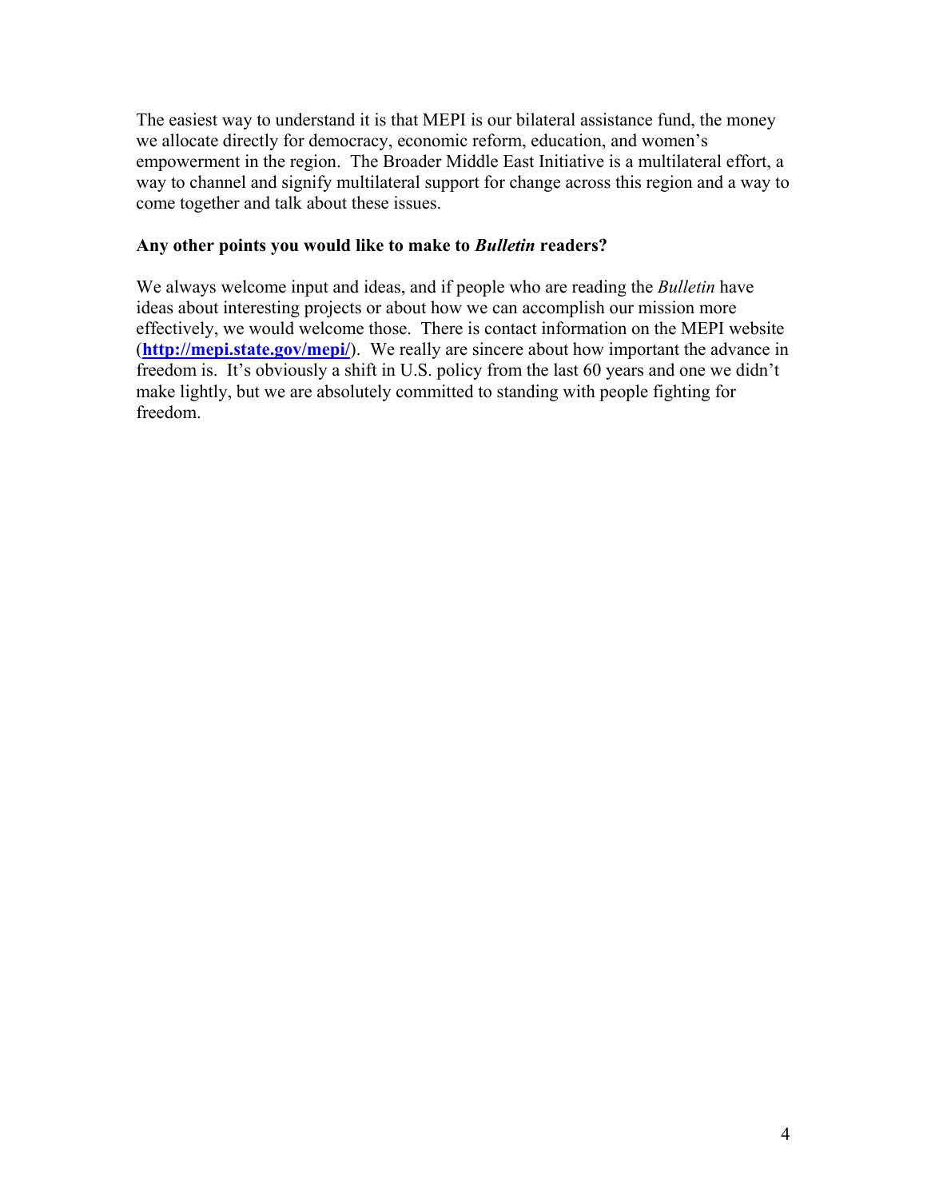The easiest way to understand it is that MEPI is our bilateral assistance fund, the money we allocate directly for democracy, economic reform, education, and women's empowerment in the region. The Broader Middle East Initiative is a multilateral effort, a way to channel and signify multilateral support for change across this region and a way to come together and talk about these issues.

**Any other points you would like to make to *Bulletin* readers?**

We always welcome input and ideas, and if people who are reading the *Bulletin* have ideas about interesting projects or about how we can accomplish our mission more effectively, we would welcome those. There is contact information on the MEPI website (**http://mepi.state.gov/mepi/**). We really are sincere about how important the advance in freedom is. It's obviously a shift in U.S. policy from the last 60 years and one we didn't make lightly, but we are absolutely committed to standing with people fighting for freedom.